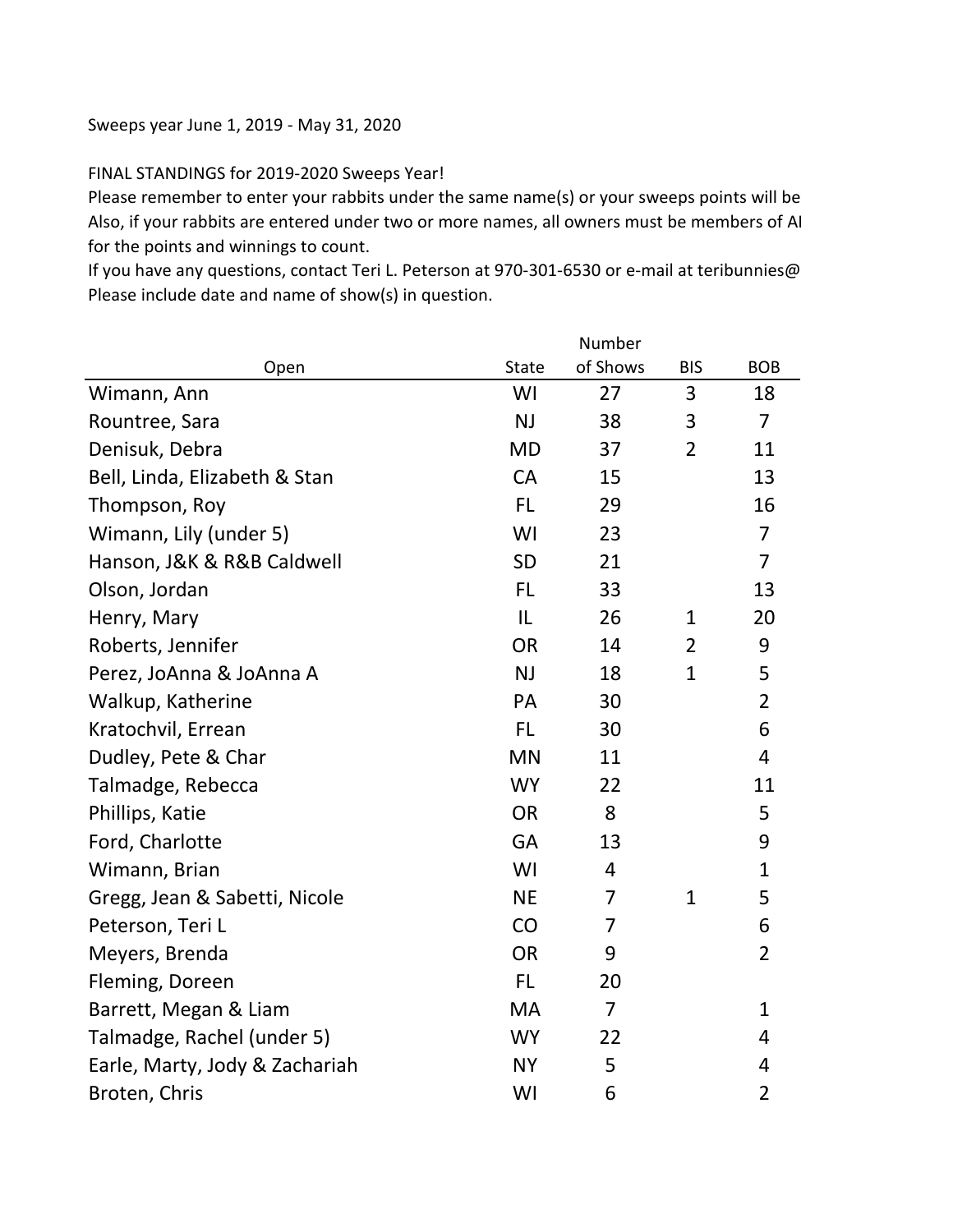Sweeps year June 1, 2019 - May 31, 2020

FINAL STANDINGS for 2019-2020 Sweeps Year!

Please remember to enter your rabbits under the same name(s) or your sweeps points will be

Also, if your rabbits are entered under two or more names, all owners must be members of AI for the points and winnings to count.

If you have any questions, contact Teri L. Peterson at 970-301-6530 or e-mail at teribunnies@

Please include date and name of show(s) in question.

| Open | State | Number of Shows | BIS | BOB |
|---|---|---|---|---|
| Wimann, Ann | WI | 27 | 3 | 18 |
| Rountree, Sara | NJ | 38 | 3 | 7 |
| Denisuk, Debra | MD | 37 | 2 | 11 |
| Bell, Linda, Elizabeth & Stan | CA | 15 | | 13 |
| Thompson, Roy | FL | 29 | | 16 |
| Wimann, Lily (under 5) | WI | 23 | | 7 |
| Hanson, J&K & R&B Caldwell | SD | 21 | | 7 |
| Olson, Jordan | FL | 33 | | 13 |
| Henry, Mary | IL | 26 | 1 | 20 |
| Roberts, Jennifer | OR | 14 | 2 | 9 |
| Perez, JoAnna & JoAnna A | NJ | 18 | 1 | 5 |
| Walkup, Katherine | PA | 30 | | 2 |
| Kratochvil, Errean | FL | 30 | | 6 |
| Dudley, Pete & Char | MN | 11 | | 4 |
| Talmadge, Rebecca | WY | 22 | | 11 |
| Phillips, Katie | OR | 8 | | 5 |
| Ford, Charlotte | GA | 13 | | 9 |
| Wimann, Brian | WI | 4 | | 1 |
| Gregg, Jean & Sabetti, Nicole | NE | 7 | 1 | 5 |
| Peterson, Teri L | CO | 7 | | 6 |
| Meyers, Brenda | OR | 9 | | 2 |
| Fleming, Doreen | FL | 20 | | |
| Barrett, Megan & Liam | MA | 7 | | 1 |
| Talmadge, Rachel (under 5) | WY | 22 | | 4 |
| Earle, Marty, Jody & Zachariah | NY | 5 | | 4 |
| Broten, Chris | WI | 6 | | 2 |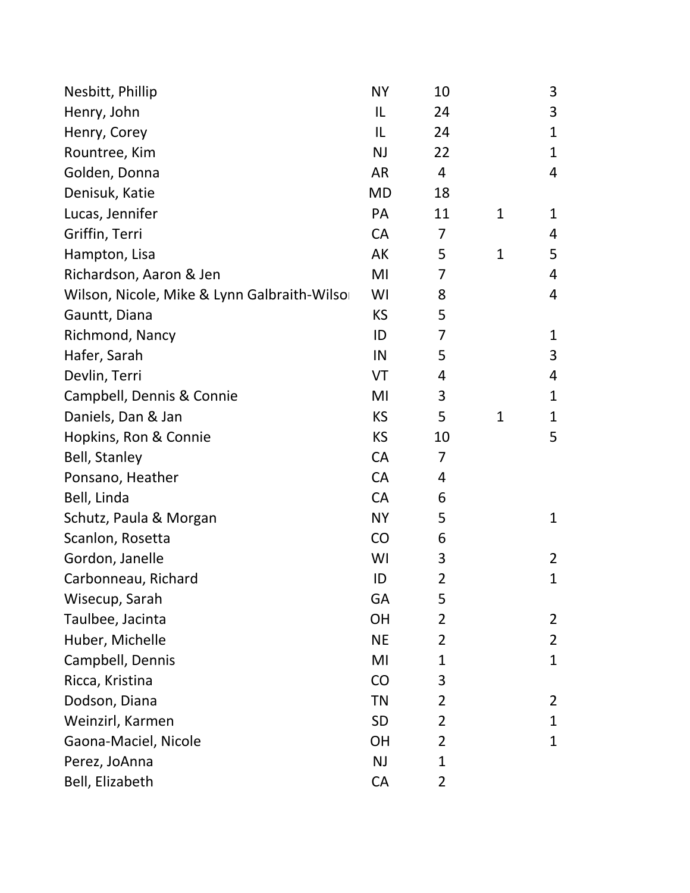| | | | | |
|---|---|---|---|---|
| Nesbitt, Phillip | NY | 10 | | 3 |
| Henry, John | IL | 24 | | 3 |
| Henry, Corey | IL | 24 | | 1 |
| Rountree, Kim | NJ | 22 | | 1 |
| Golden, Donna | AR | 4 | | 4 |
| Denisuk, Katie | MD | 18 | | |
| Lucas, Jennifer | PA | 11 | 1 | 1 |
| Griffin, Terri | CA | 7 | | 4 |
| Hampton, Lisa | AK | 5 | 1 | 5 |
| Richardson, Aaron & Jen | MI | 7 | | 4 |
| Wilson, Nicole, Mike & Lynn Galbraith-Wilso | WI | 8 | | 4 |
| Gauntt, Diana | KS | 5 | | |
| Richmond, Nancy | ID | 7 | | 1 |
| Hafer, Sarah | IN | 5 | | 3 |
| Devlin, Terri | VT | 4 | | 4 |
| Campbell, Dennis & Connie | MI | 3 | | 1 |
| Daniels, Dan & Jan | KS | 5 | 1 | 1 |
| Hopkins, Ron & Connie | KS | 10 | | 5 |
| Bell, Stanley | CA | 7 | | |
| Ponsano, Heather | CA | 4 | | |
| Bell, Linda | CA | 6 | | |
| Schutz, Paula & Morgan | NY | 5 | | 1 |
| Scanlon, Rosetta | CO | 6 | | |
| Gordon, Janelle | WI | 3 | | 2 |
| Carbonneau, Richard | ID | 2 | | 1 |
| Wisecup, Sarah | GA | 5 | | |
| Taulbee, Jacinta | OH | 2 | | 2 |
| Huber, Michelle | NE | 2 | | 2 |
| Campbell, Dennis | MI | 1 | | 1 |
| Ricca, Kristina | CO | 3 | | |
| Dodson, Diana | TN | 2 | | 2 |
| Weinzirl, Karmen | SD | 2 | | 1 |
| Gaona-Maciel, Nicole | OH | 2 | | 1 |
| Perez, JoAnna | NJ | 1 | | |
| Bell, Elizabeth | CA | 2 | | |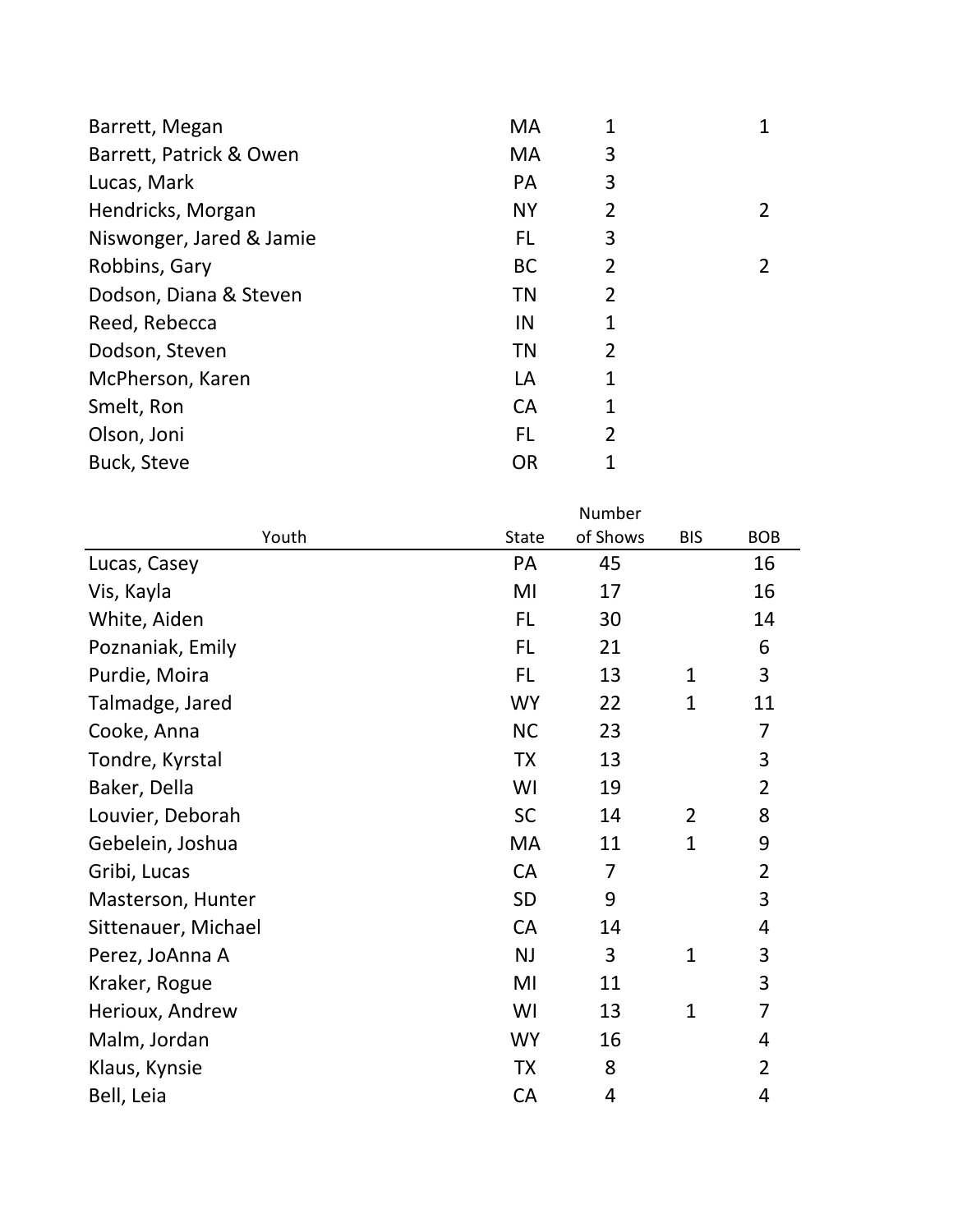| | | | | |
|---|---|---|---|---|
| Barrett, Megan | MA | 1 | | 1 |
| Barrett, Patrick & Owen | MA | 3 | | |
| Lucas, Mark | PA | 3 | | |
| Hendricks, Morgan | NY | 2 | | 2 |
| Niswonger, Jared & Jamie | FL | 3 | | |
| Robbins, Gary | BC | 2 | | 2 |
| Dodson, Diana & Steven | TN | 2 | | |
| Reed, Rebecca | IN | 1 | | |
| Dodson, Steven | TN | 2 | | |
| McPherson, Karen | LA | 1 | | |
| Smelt, Ron | CA | 1 | | |
| Olson, Joni | FL | 2 | | |
| Buck, Steve | OR | 1 | | |

| Youth | State | Number of Shows | BIS | BOB |
|---|---|---|---|---|
| Lucas, Casey | PA | 45 | | 16 |
| Vis, Kayla | MI | 17 | | 16 |
| White, Aiden | FL | 30 | | 14 |
| Poznaniak, Emily | FL | 21 | | 6 |
| Purdie, Moira | FL | 13 | 1 | 3 |
| Talmadge, Jared | WY | 22 | 1 | 11 |
| Cooke, Anna | NC | 23 | | 7 |
| Tondre, Kyrstal | TX | 13 | | 3 |
| Baker, Della | WI | 19 | | 2 |
| Louvier, Deborah | SC | 14 | 2 | 8 |
| Gebelein, Joshua | MA | 11 | 1 | 9 |
| Gribi, Lucas | CA | 7 | | 2 |
| Masterson, Hunter | SD | 9 | | 3 |
| Sittenauer, Michael | CA | 14 | | 4 |
| Perez, JoAnna A | NJ | 3 | 1 | 3 |
| Kraker, Rogue | MI | 11 | | 3 |
| Herioux, Andrew | WI | 13 | 1 | 7 |
| Malm, Jordan | WY | 16 | | 4 |
| Klaus, Kynsie | TX | 8 | | 2 |
| Bell, Leia | CA | 4 | | 4 |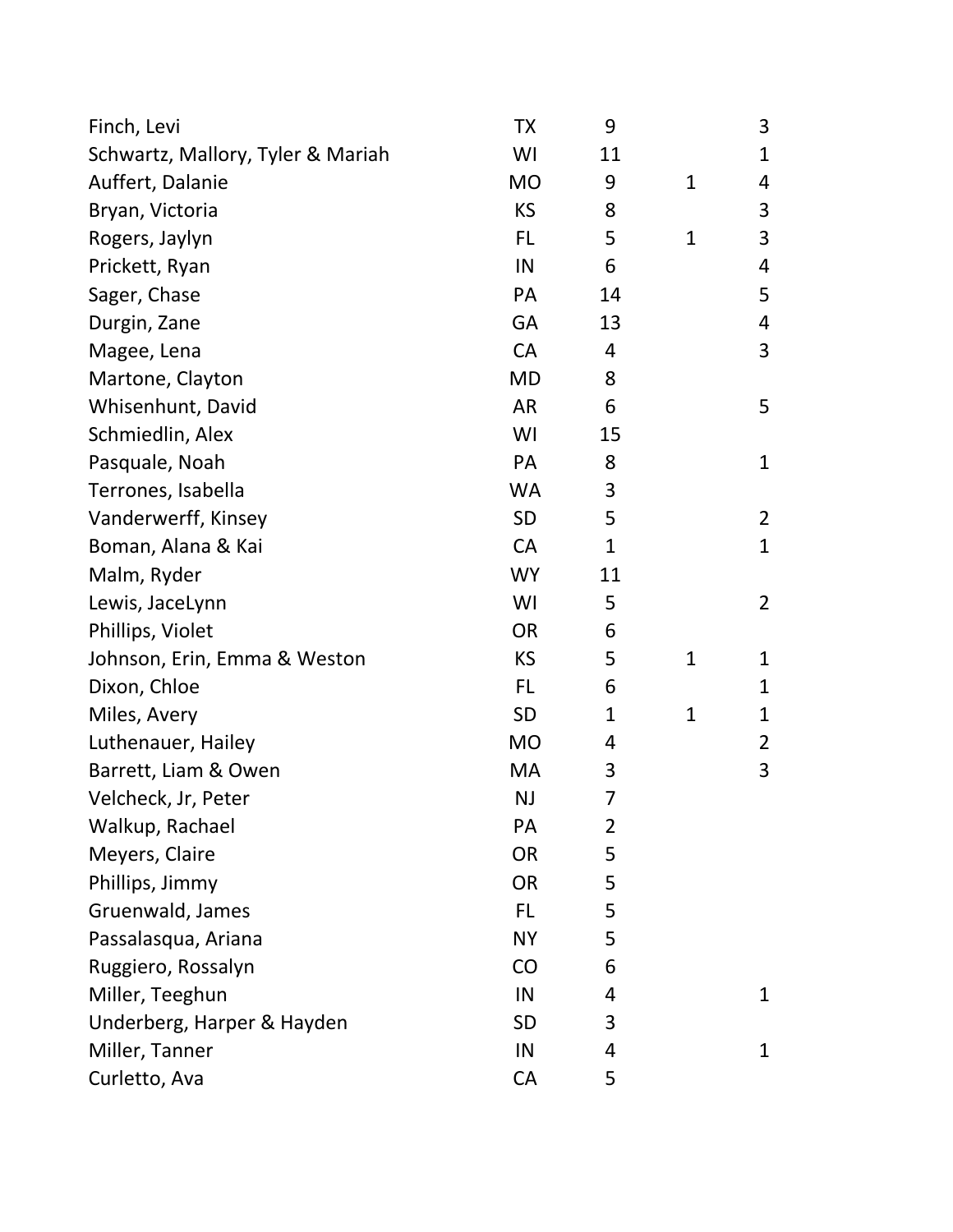| | | | | |
|---|---|---|---|---|
| Finch, Levi | TX | 9 | | 3 |
| Schwartz, Mallory, Tyler & Mariah | WI | 11 | | 1 |
| Auffert, Dalanie | MO | 9 | 1 | 4 |
| Bryan, Victoria | KS | 8 | | 3 |
| Rogers, Jaylyn | FL | 5 | 1 | 3 |
| Prickett, Ryan | IN | 6 | | 4 |
| Sager, Chase | PA | 14 | | 5 |
| Durgin, Zane | GA | 13 | | 4 |
| Magee, Lena | CA | 4 | | 3 |
| Martone, Clayton | MD | 8 | | |
| Whisenhunt, David | AR | 6 | | 5 |
| Schmiedlin, Alex | WI | 15 | | |
| Pasquale, Noah | PA | 8 | | 1 |
| Terrones, Isabella | WA | 3 | | |
| Vanderwerff, Kinsey | SD | 5 | | 2 |
| Boman, Alana & Kai | CA | 1 | | 1 |
| Malm, Ryder | WY | 11 | | |
| Lewis, JaceLynn | WI | 5 | | 2 |
| Phillips, Violet | OR | 6 | | |
| Johnson, Erin, Emma & Weston | KS | 5 | 1 | 1 |
| Dixon, Chloe | FL | 6 | | 1 |
| Miles, Avery | SD | 1 | 1 | 1 |
| Luthenauer, Hailey | MO | 4 | | 2 |
| Barrett, Liam & Owen | MA | 3 | | 3 |
| Velcheck, Jr, Peter | NJ | 7 | | |
| Walkup, Rachael | PA | 2 | | |
| Meyers, Claire | OR | 5 | | |
| Phillips, Jimmy | OR | 5 | | |
| Gruenwald, James | FL | 5 | | |
| Passalasqua, Ariana | NY | 5 | | |
| Ruggiero, Rossalyn | CO | 6 | | |
| Miller, Teeghun | IN | 4 | | 1 |
| Underberg, Harper & Hayden | SD | 3 | | |
| Miller, Tanner | IN | 4 | | 1 |
| Curletto, Ava | CA | 5 | | |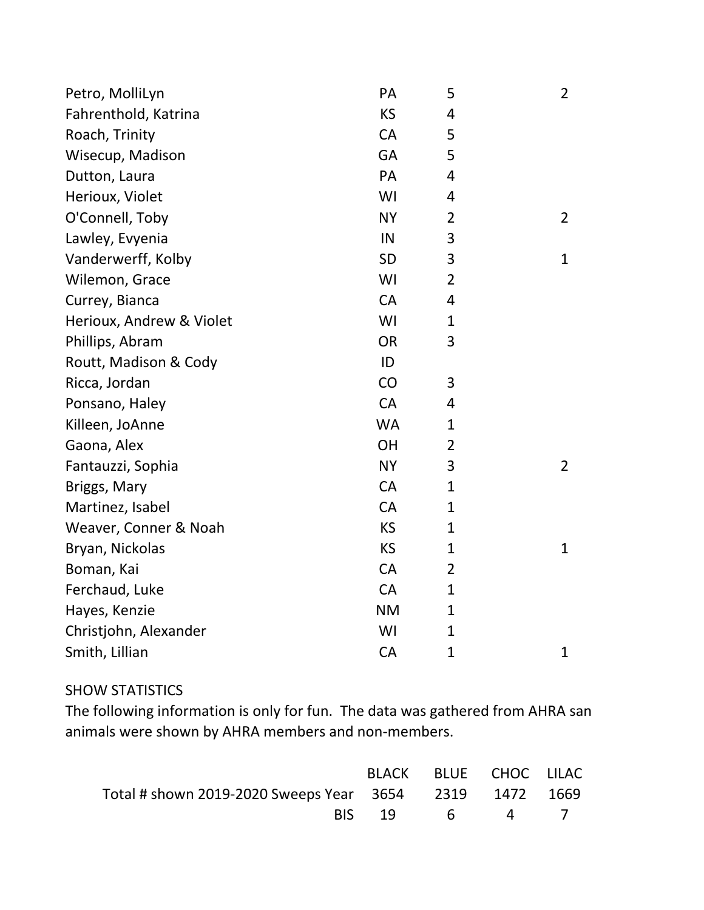| | | | |
|---|---|---|---|
| Petro, MolliLyn | PA | 5 | 2 |
| Fahrenthold, Katrina | KS | 4 | |
| Roach, Trinity | CA | 5 | |
| Wisecup, Madison | GA | 5 | |
| Dutton, Laura | PA | 4 | |
| Herioux, Violet | WI | 4 | |
| O'Connell, Toby | NY | 2 | 2 |
| Lawley, Evyenia | IN | 3 | |
| Vanderwerff, Kolby | SD | 3 | 1 |
| Wilemon, Grace | WI | 2 | |
| Currey, Bianca | CA | 4 | |
| Herioux, Andrew & Violet | WI | 1 | |
| Phillips, Abram | OR | 3 | |
| Routt, Madison & Cody | ID | | |
| Ricca, Jordan | CO | 3 | |
| Ponsano, Haley | CA | 4 | |
| Killeen, JoAnne | WA | 1 | |
| Gaona, Alex | OH | 2 | |
| Fantauzzi, Sophia | NY | 3 | 2 |
| Briggs, Mary | CA | 1 | |
| Martinez, Isabel | CA | 1 | |
| Weaver, Conner & Noah | KS | 1 | |
| Bryan, Nickolas | KS | 1 | 1 |
| Boman, Kai | CA | 2 | |
| Ferchaud, Luke | CA | 1 | |
| Hayes, Kenzie | NM | 1 | |
| Christjohn, Alexander | WI | 1 | |
| Smith, Lillian | CA | 1 | 1 |

SHOW STATISTICS

The following information is only for fun. The data was gathered from AHRA san animals were shown by AHRA members and non-members.

| | BLACK | BLUE | CHOC | LILAC |
|---|---|---|---|---|
| Total # shown 2019-2020 Sweeps Year | 3654 | 2319 | 1472 | 1669 |
| BIS | 19 | 6 | 4 | 7 |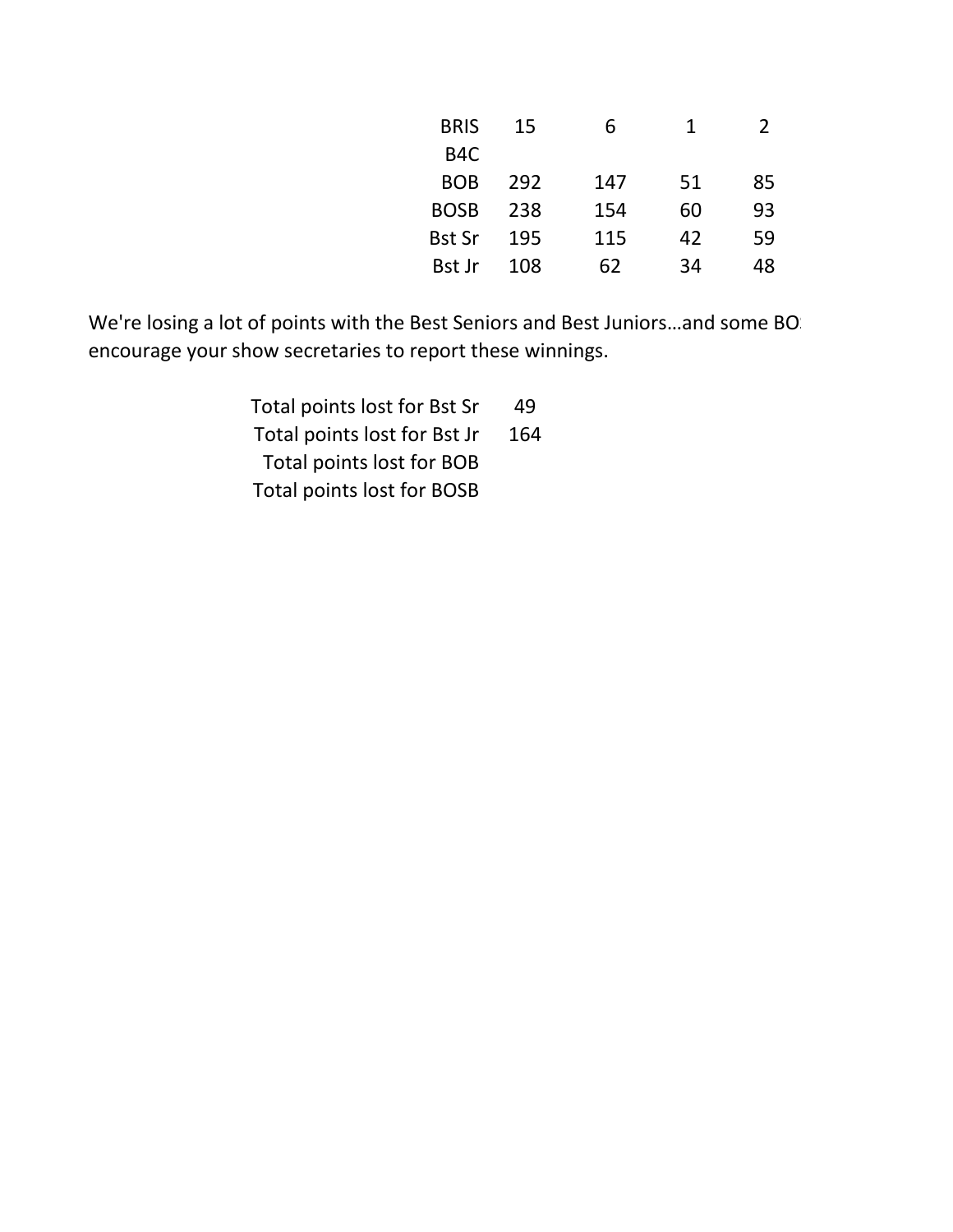| | | | | |
|---|---|---|---|---|
| BRIS | 15 | 6 | 1 | 2 |
| B4C | | | | |
| BOB | 292 | 147 | 51 | 85 |
| BOSB | 238 | 154 | 60 | 93 |
| Bst Sr | 195 | 115 | 42 | 59 |
| Bst Jr | 108 | 62 | 34 | 48 |

We're losing a lot of points with the Best Seniors and Best Juniors…and some BO encourage your show secretaries to report these winnings.

| | |
|---|---|
| Total points lost for Bst Sr | 49 |
| Total points lost for Bst Jr | 164 |
| Total points lost for BOB | |
| Total points lost for BOSB | |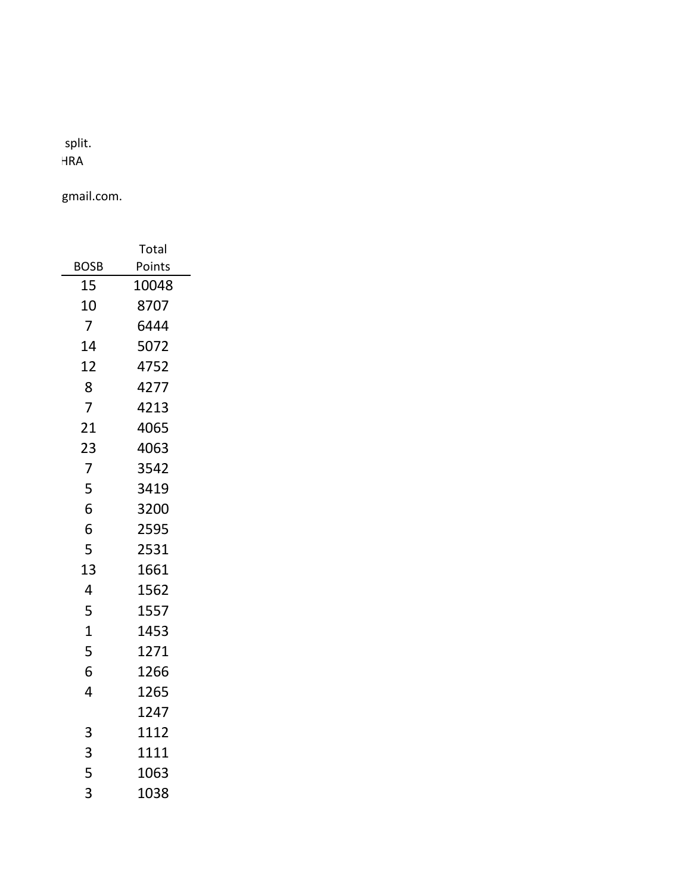split.
HRA

gmail.com.

| BOSB | Total Points |
| --- | --- |
| 15 | 10048 |
| 10 | 8707 |
| 7 | 6444 |
| 14 | 5072 |
| 12 | 4752 |
| 8 | 4277 |
| 7 | 4213 |
| 21 | 4065 |
| 23 | 4063 |
| 7 | 3542 |
| 5 | 3419 |
| 6 | 3200 |
| 6 | 2595 |
| 5 | 2531 |
| 13 | 1661 |
| 4 | 1562 |
| 5 | 1557 |
| 1 | 1453 |
| 5 | 1271 |
| 6 | 1266 |
| 4 | 1265 |
|  | 1247 |
| 3 | 1112 |
| 3 | 1111 |
| 5 | 1063 |
| 3 | 1038 |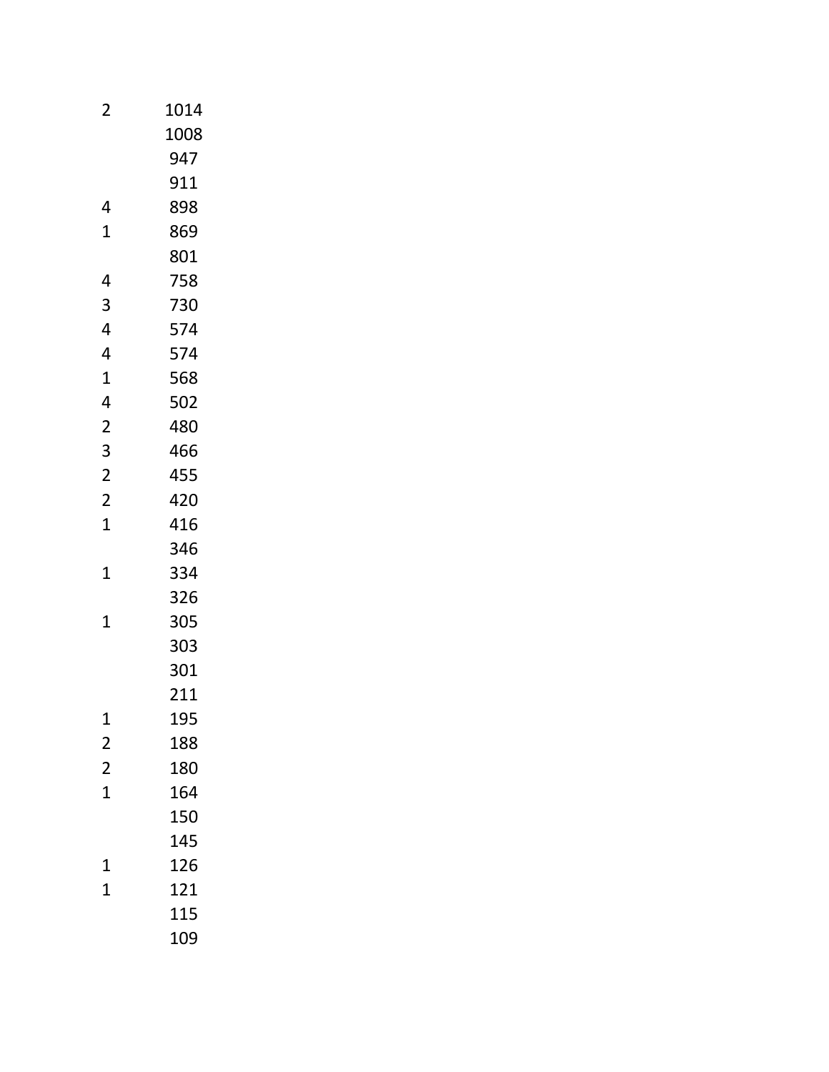|   |      |
|---|------|
| 2 | 1014 |
|   | 1008 |
|   | 947 |
|   | 911 |
| 4 | 898 |
| 1 | 869 |
|   | 801 |
| 4 | 758 |
| 3 | 730 |
| 4 | 574 |
| 4 | 574 |
| 1 | 568 |
| 4 | 502 |
| 2 | 480 |
| 3 | 466 |
| 2 | 455 |
| 2 | 420 |
| 1 | 416 |
|   | 346 |
| 1 | 334 |
|   | 326 |
| 1 | 305 |
|   | 303 |
|   | 301 |
|   | 211 |
| 1 | 195 |
| 2 | 188 |
| 2 | 180 |
| 1 | 164 |
|   | 150 |
|   | 145 |
| 1 | 126 |
| 1 | 121 |
|   | 115 |
|   | 109 |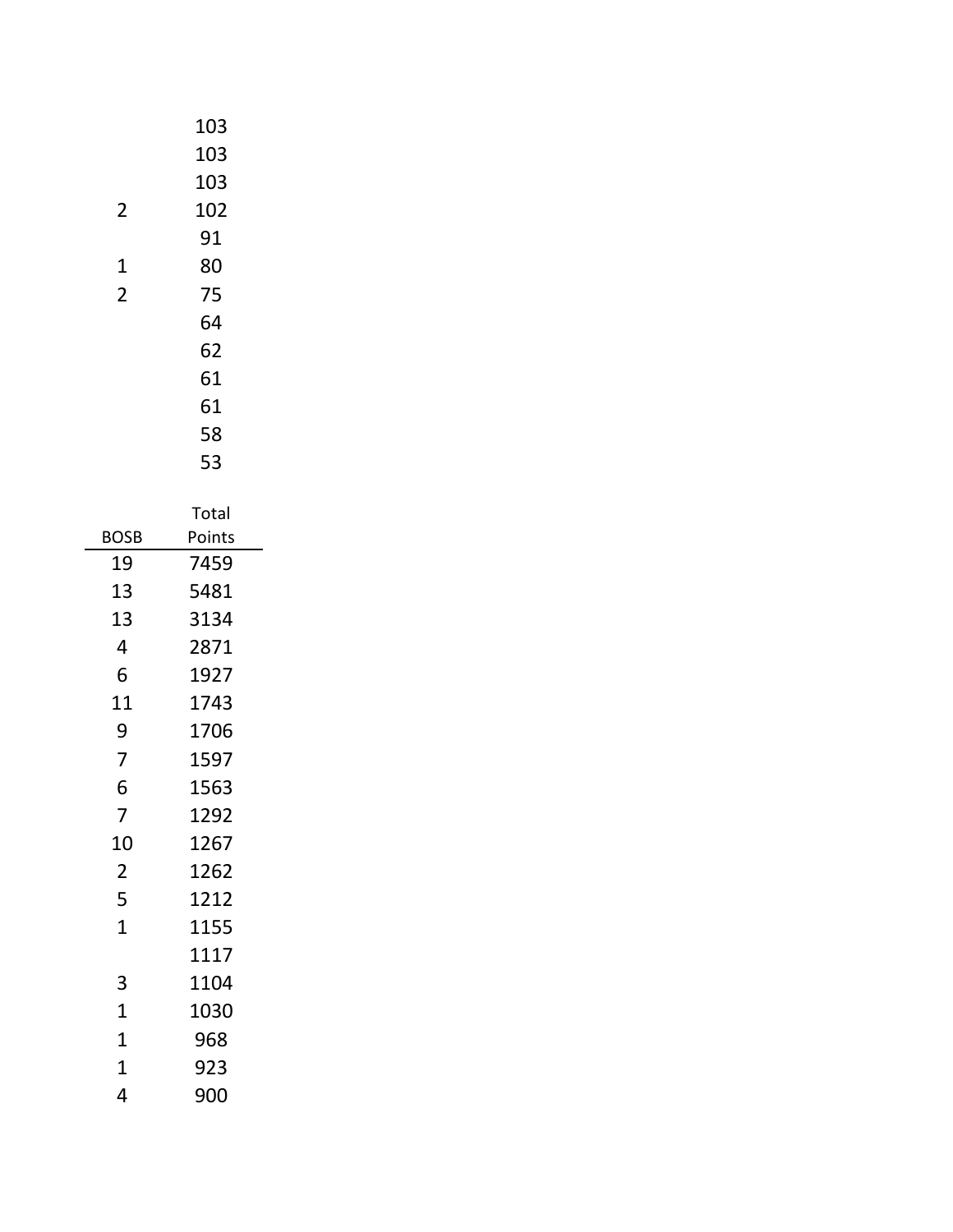| | |
|---|---|
| | 103 |
| | 103 |
| | 103 |
| 2 | 102 |
| | 91 |
| 1 | 80 |
| 2 | 75 |
| | 64 |
| | 62 |
| | 61 |
| | 61 |
| | 58 |
| | 53 |

| BOSB | Total Points |
|---|---|
| 19 | 7459 |
| 13 | 5481 |
| 13 | 3134 |
| 4 | 2871 |
| 6 | 1927 |
| 11 | 1743 |
| 9 | 1706 |
| 7 | 1597 |
| 6 | 1563 |
| 7 | 1292 |
| 10 | 1267 |
| 2 | 1262 |
| 5 | 1212 |
| 1 | 1155 |
| | 1117 |
| 3 | 1104 |
| 1 | 1030 |
| 1 | 968 |
| 1 | 923 |
| 4 | 900 |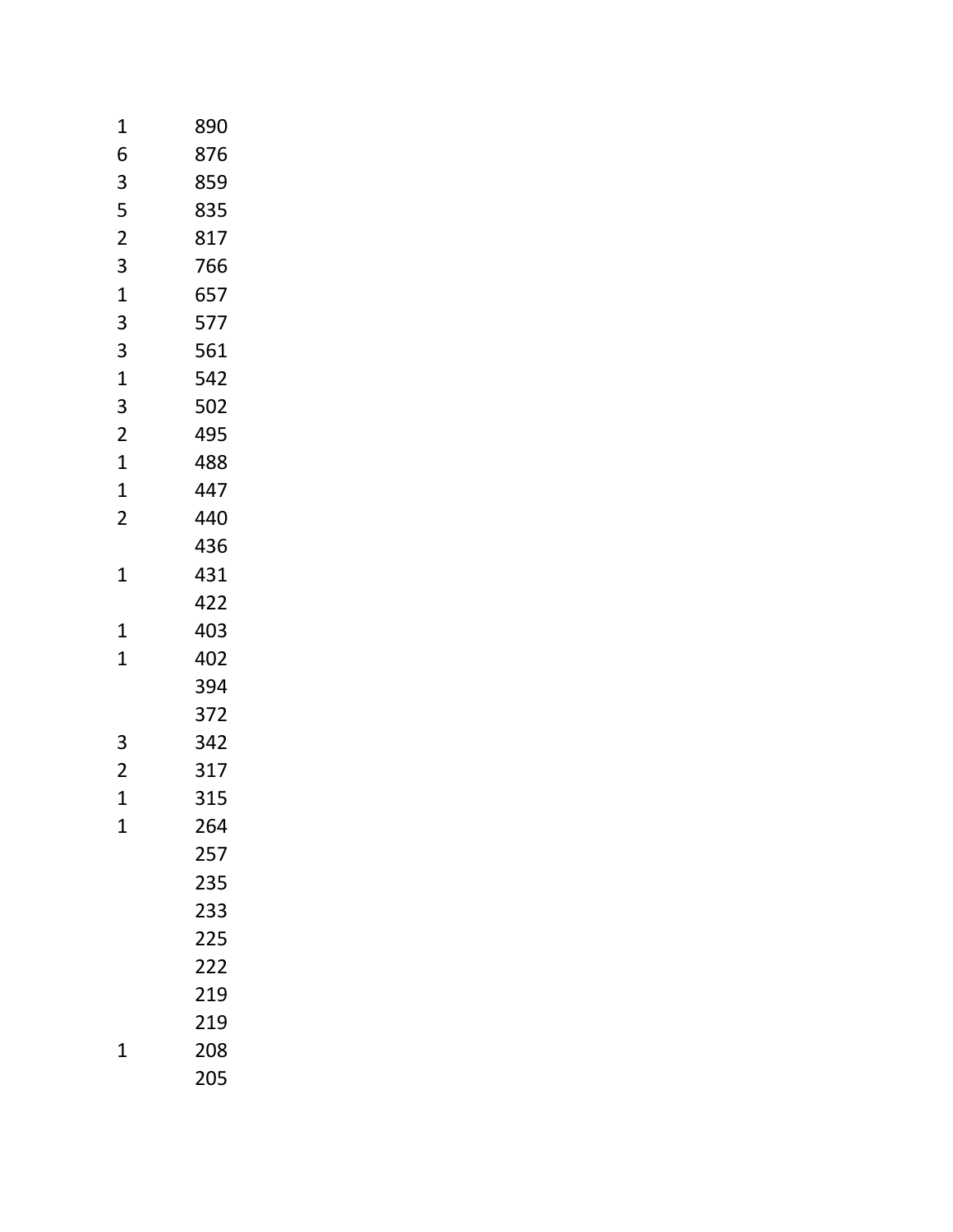| | |
|---|---|
| 1 | 890 |
| 6 | 876 |
| 3 | 859 |
| 5 | 835 |
| 2 | 817 |
| 3 | 766 |
| 1 | 657 |
| 3 | 577 |
| 3 | 561 |
| 1 | 542 |
| 3 | 502 |
| 2 | 495 |
| 1 | 488 |
| 1 | 447 |
| 2 | 440 |
| | 436 |
| 1 | 431 |
| | 422 |
| 1 | 403 |
| 1 | 402 |
| | 394 |
| | 372 |
| 3 | 342 |
| 2 | 317 |
| 1 | 315 |
| 1 | 264 |
| | 257 |
| | 235 |
| | 233 |
| | 225 |
| | 222 |
| | 219 |
| | 219 |
| 1 | 208 |
| | 205 |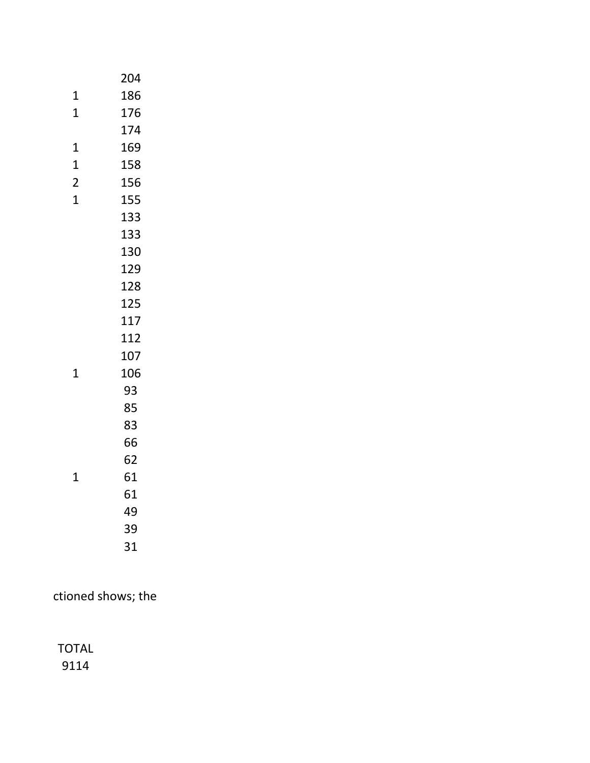| | |
|---|---|
| | 204 |
| 1 | 186 |
| 1 | 176 |
| | 174 |
| 1 | 169 |
| 1 | 158 |
| 2 | 156 |
| 1 | 155 |
| | 133 |
| | 133 |
| | 130 |
| | 129 |
| | 128 |
| | 125 |
| | 117 |
| | 112 |
| | 107 |
| 1 | 106 |
| | 93 |
| | 85 |
| | 83 |
| | 66 |
| | 62 |
| 1 | 61 |
| | 61 |
| | 49 |
| | 39 |
| | 31 |

ctioned shows; the

TOTAL
9114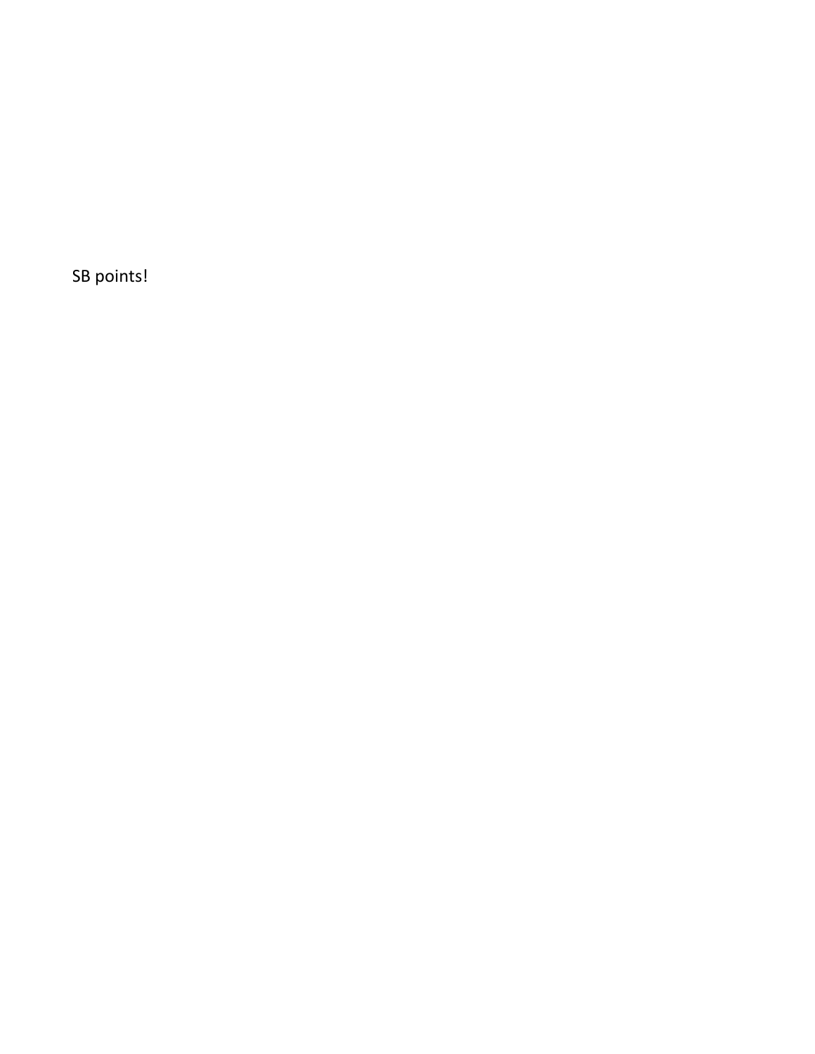SB points!